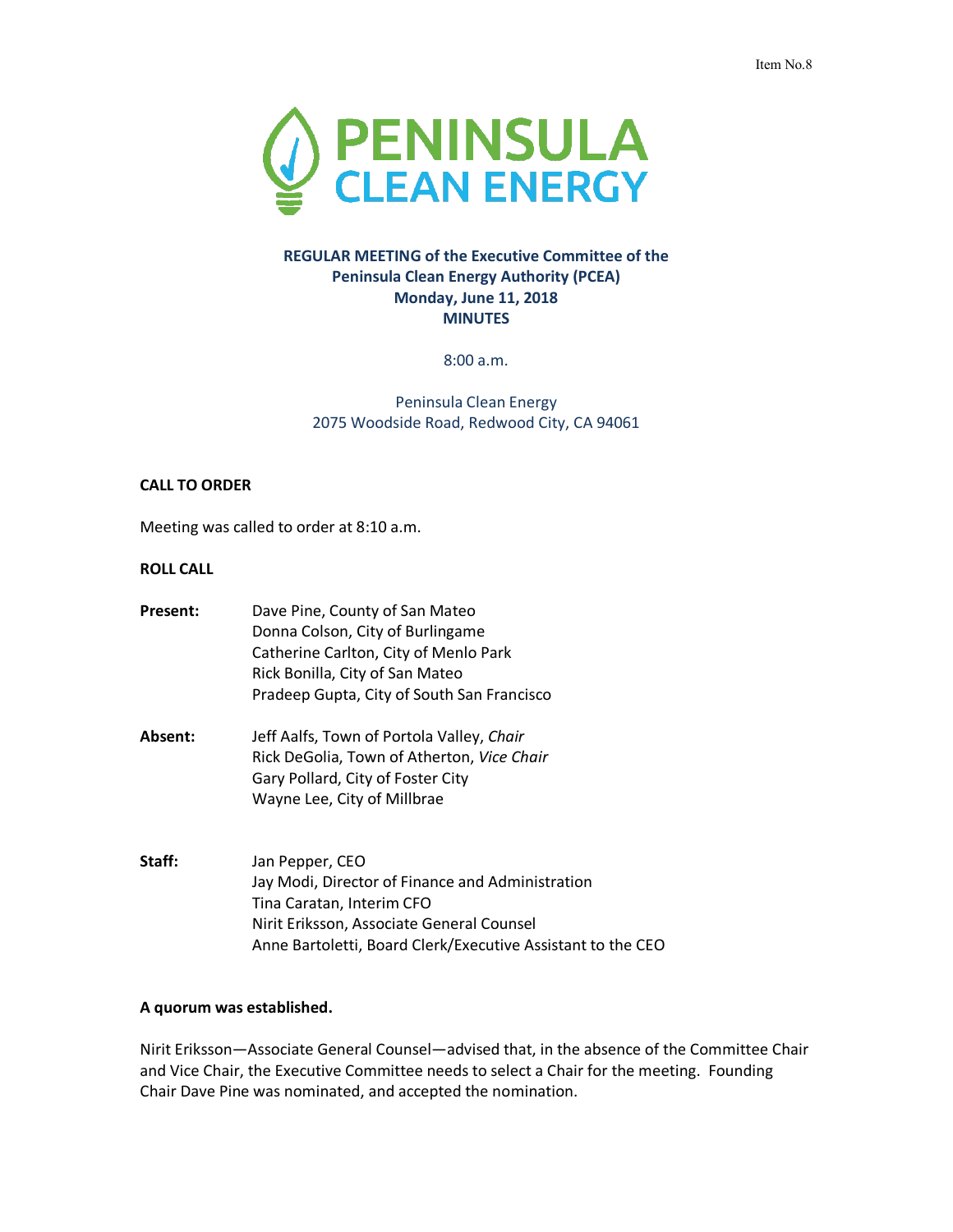Item No.8

PENINSULA CLEAN ENERGY

**REGULAR MEETING of the Executive Committee of the Peninsula Clean Energy Authority (PCEA)**
**Monday, June 11, 2018**
**MINUTES**

8:00 a.m.

Peninsula Clean Energy
2075 Woodside Road, Redwood City, CA 94061

**CALL TO ORDER**

Meeting was called to order at 8:10 a.m.

**ROLL CALL**

**Present:**
Dave Pine, County of San Mateo
Donna Colson, City of Burlingame
Catherine Carlton, City of Menlo Park
Rick Bonilla, City of San Mateo
Pradeep Gupta, City of South San Francisco

**Absent:**
Jeff Aalfs, Town of Portola Valley, *Chair*
Rick DeGolia, Town of Atherton, *Vice Chair*
Gary Pollard, City of Foster City
Wayne Lee, City of Millbrae

**Staff:**
Jan Pepper, CEO
Jay Modi, Director of Finance and Administration
Tina Caratan, Interim CFO
Nirit Eriksson, Associate General Counsel
Anne Bartoletti, Board Clerk/Executive Assistant to the CEO

**A quorum was established.**

Nirit Eriksson—Associate General Counsel—advised that, in the absence of the Committee Chair and Vice Chair, the Executive Committee needs to select a Chair for the meeting. Founding Chair Dave Pine was nominated, and accepted the nomination.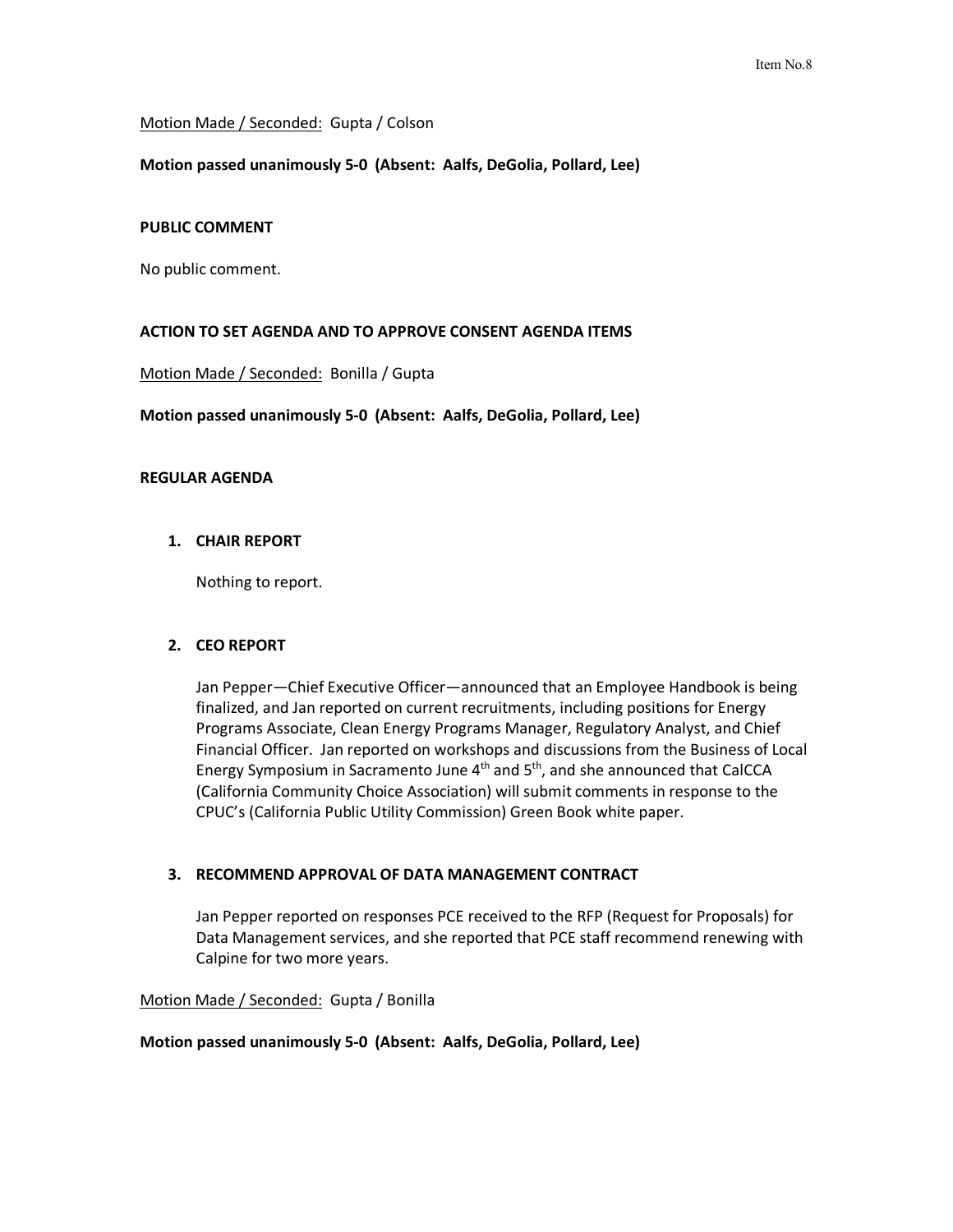Motion Made / Seconded: Gupta / Colson

**Motion passed unanimously 5-0 (Absent: Aalfs, DeGolia, Pollard, Lee)**

**PUBLIC COMMENT**

No public comment.

**ACTION TO SET AGENDA AND TO APPROVE CONSENT AGENDA ITEMS**

Motion Made / Seconded: Bonilla / Gupta

**Motion passed unanimously 5-0 (Absent: Aalfs, DeGolia, Pollard, Lee)**

**REGULAR AGENDA**

1. **CHAIR REPORT**

   Nothing to report.

2. **CEO REPORT**

   Jan Pepper—Chief Executive Officer—announced that an Employee Handbook is being finalized, and Jan reported on current recruitments, including positions for Energy Programs Associate, Clean Energy Programs Manager, Regulatory Analyst, and Chief Financial Officer. Jan reported on workshops and discussions from the Business of Local Energy Symposium in Sacramento June 4th and 5th, and she announced that CalCCA (California Community Choice Association) will submit comments in response to the CPUC's (California Public Utility Commission) Green Book white paper.

3. **RECOMMEND APPROVAL OF DATA MANAGEMENT CONTRACT**

   Jan Pepper reported on responses PCE received to the RFP (Request for Proposals) for Data Management services, and she reported that PCE staff recommend renewing with Calpine for two more years.

Motion Made / Seconded: Gupta / Bonilla

**Motion passed unanimously 5-0 (Absent: Aalfs, DeGolia, Pollard, Lee)**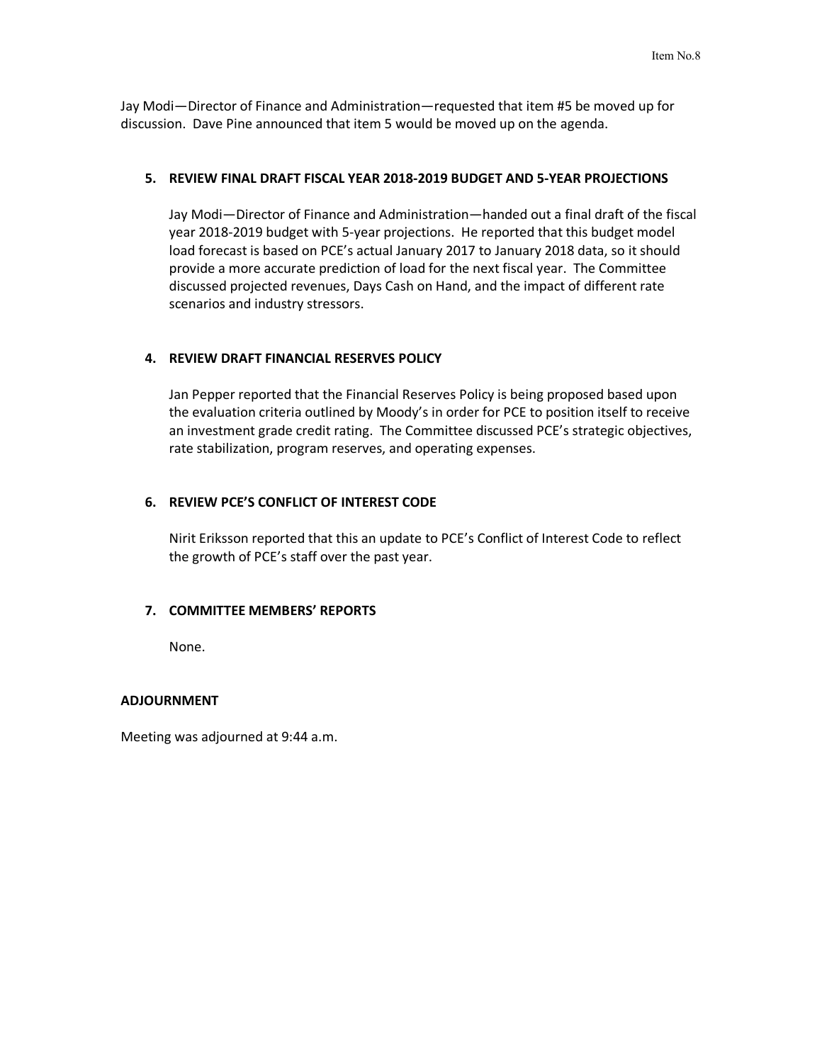Jay Modi—Director of Finance and Administration—requested that item #5 be moved up for discussion. Dave Pine announced that item 5 would be moved up on the agenda.

**5. REVIEW FINAL DRAFT FISCAL YEAR 2018-2019 BUDGET AND 5-YEAR PROJECTIONS**

Jay Modi—Director of Finance and Administration—handed out a final draft of the fiscal year 2018-2019 budget with 5-year projections. He reported that this budget model load forecast is based on PCE's actual January 2017 to January 2018 data, so it should provide a more accurate prediction of load for the next fiscal year. The Committee discussed projected revenues, Days Cash on Hand, and the impact of different rate scenarios and industry stressors.

**4. REVIEW DRAFT FINANCIAL RESERVES POLICY**

Jan Pepper reported that the Financial Reserves Policy is being proposed based upon the evaluation criteria outlined by Moody's in order for PCE to position itself to receive an investment grade credit rating. The Committee discussed PCE's strategic objectives, rate stabilization, program reserves, and operating expenses.

**6. REVIEW PCE'S CONFLICT OF INTEREST CODE**

Nirit Eriksson reported that this an update to PCE's Conflict of Interest Code to reflect the growth of PCE's staff over the past year.

**7. COMMITTEE MEMBERS' REPORTS**

None.

**ADJOURNMENT**

Meeting was adjourned at 9:44 a.m.